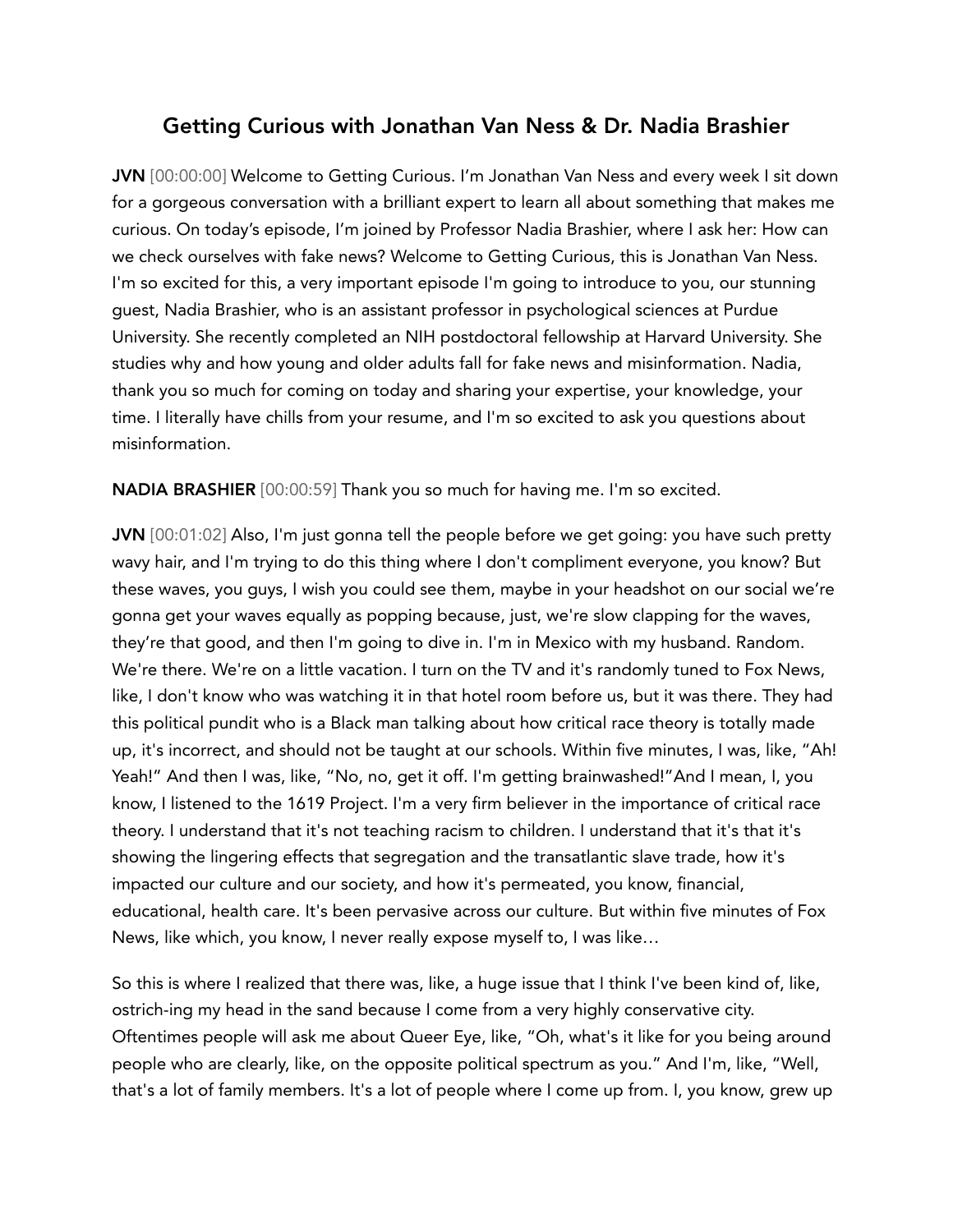# Getting Curious with Jonathan Van Ness & Dr. Nadia Brashier

**JVN** [00:00:00] Welcome to Getting Curious. I'm Jonathan Van Ness and every week I sit down for a gorgeous conversation with a brilliant expert to learn all about something that makes me curious. On today's episode, I'm joined by Professor Nadia Brashier, where I ask her: How can we check ourselves with fake news? Welcome to Getting Curious, this is Jonathan Van Ness. I'm so excited for this, a very important episode I'm going to introduce to you, our stunning guest, Nadia Brashier, who is an assistant professor in psychological sciences at Purdue University. She recently completed an NIH postdoctoral fellowship at Harvard University. She studies why and how young and older adults fall for fake news and misinformation. Nadia, thank you so much for coming on today and sharing your expertise, your knowledge, your time. I literally have chills from your resume, and I'm so excited to ask you questions about misinformation.

**NADIA BRASHIER** [00:00:59] Thank you so much for having me. I'm so excited.

**JVN** [00:01:02] Also, I'm just gonna tell the people before we get going: you have such pretty wavy hair, and I'm trying to do this thing where I don't compliment everyone, you know? But these waves, you guys, I wish you could see them, maybe in your headshot on our social we're gonna get your waves equally as popping because, just, we're slow clapping for the waves, they're that good, and then I'm going to dive in. I'm in Mexico with my husband. Random. We're there. We're on a little vacation. I turn on the TV and it's randomly tuned to Fox News, like, I don't know who was watching it in that hotel room before us, but it was there. They had this political pundit who is a Black man talking about how critical race theory is totally made up, it's incorrect, and should not be taught at our schools. Within five minutes, I was, like, "Ah! Yeah!" And then I was, like, "No, no, get it off. I'm getting brainwashed!"And I mean, I, you know, I listened to the 1619 Project. I'm a very firm believer in the importance of critical race theory. I understand that it's not teaching racism to children. I understand that it's that it's showing the lingering effects that segregation and the transatlantic slave trade, how it's impacted our culture and our society, and how it's permeated, you know, financial, educational, health care. It's been pervasive across our culture. But within five minutes of Fox News, like which, you know, I never really expose myself to, I was like…

So this is where I realized that there was, like, a huge issue that I think I've been kind of, like, ostrich-ing my head in the sand because I come from a very highly conservative city. Oftentimes people will ask me about Queer Eye, like, "Oh, what's it like for you being around people who are clearly, like, on the opposite political spectrum as you." And I'm, like, "Well, that's a lot of family members. It's a lot of people where I come up from. I, you know, grew up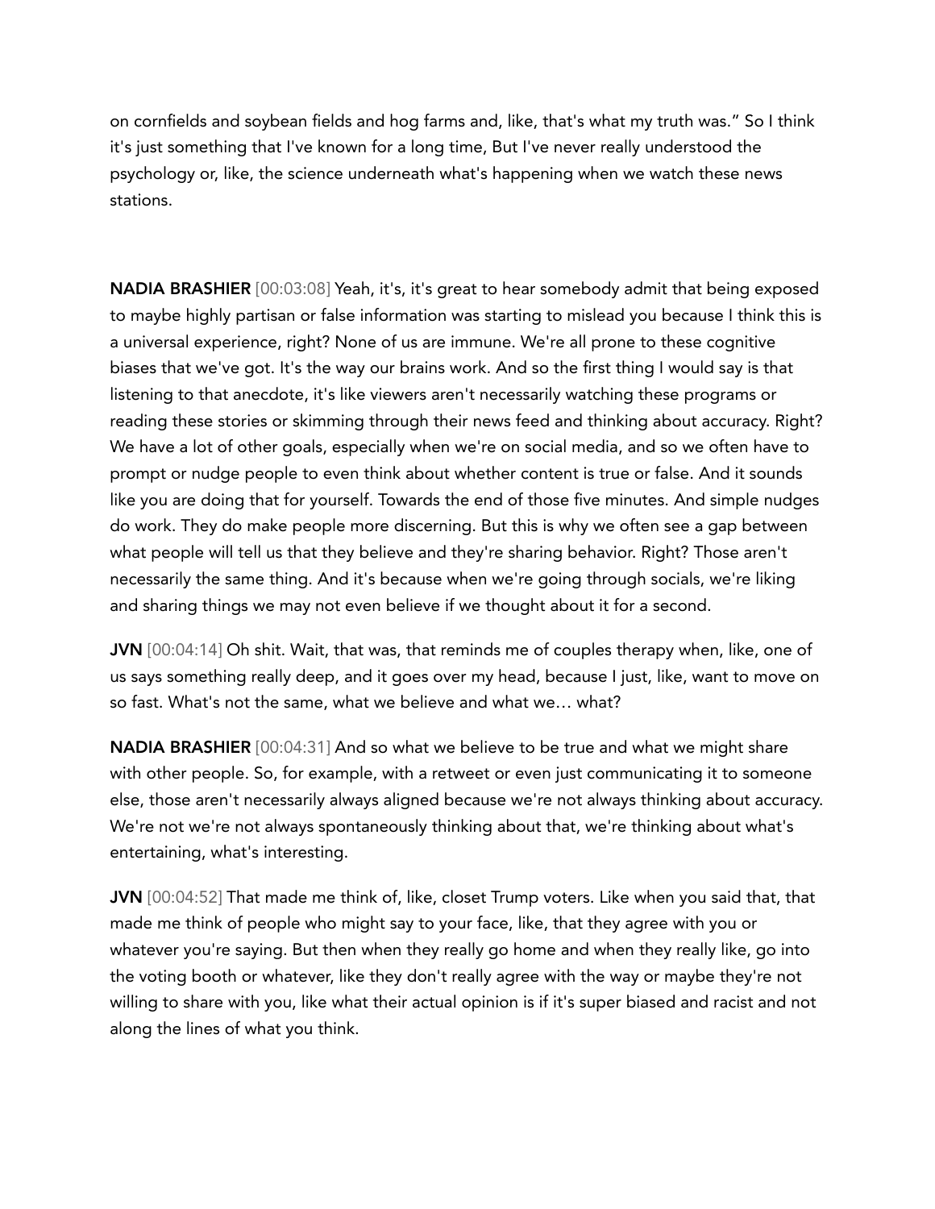on cornfields and soybean fields and hog farms and, like, that's what my truth was." So I think it's just something that I've known for a long time, But I've never really understood the psychology or, like, the science underneath what's happening when we watch these news stations.

**NADIA BRASHIER** [00:03:08] Yeah, it's, it's great to hear somebody admit that being exposed to maybe highly partisan or false information was starting to mislead you because I think this is a universal experience, right? None of us are immune. We're all prone to these cognitive biases that we've got. It's the way our brains work. And so the first thing I would say is that listening to that anecdote, it's like viewers aren't necessarily watching these programs or reading these stories or skimming through their news feed and thinking about accuracy. Right? We have a lot of other goals, especially when we're on social media, and so we often have to prompt or nudge people to even think about whether content is true or false. And it sounds like you are doing that for yourself. Towards the end of those five minutes. And simple nudges do work. They do make people more discerning. But this is why we often see a gap between what people will tell us that they believe and they're sharing behavior. Right? Those aren't necessarily the same thing. And it's because when we're going through socials, we're liking and sharing things we may not even believe if we thought about it for a second.

**JVN** [00:04:14] Oh shit. Wait, that was, that reminds me of couples therapy when, like, one of us says something really deep, and it goes over my head, because I just, like, want to move on so fast. What's not the same, what we believe and what we… what?

**NADIA BRASHIER** [00:04:31] And so what we believe to be true and what we might share with other people. So, for example, with a retweet or even just communicating it to someone else, those aren't necessarily always aligned because we're not always thinking about accuracy. We're not we're not always spontaneously thinking about that, we're thinking about what's entertaining, what's interesting.

**JVN** [00:04:52] That made me think of, like, closet Trump voters. Like when you said that, that made me think of people who might say to your face, like, that they agree with you or whatever you're saying. But then when they really go home and when they really like, go into the voting booth or whatever, like they don't really agree with the way or maybe they're not willing to share with you, like what their actual opinion is if it's super biased and racist and not along the lines of what you think.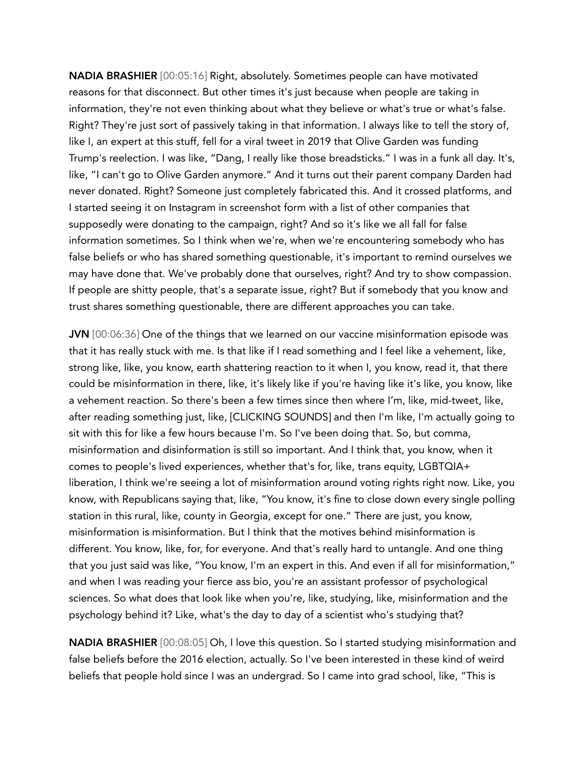**NADIA BRASHIER** [00:05:16] Right, absolutely. Sometimes people can have motivated reasons for that disconnect. But other times it's just because when people are taking in information, they're not even thinking about what they believe or what's true or what's false. Right? They're just sort of passively taking in that information. I always like to tell the story of, like I, an expert at this stuff, fell for a viral tweet in 2019 that Olive Garden was funding Trump's reelection. I was like, "Dang, I really like those breadsticks." I was in a funk all day. It's, like, "I can't go to Olive Garden anymore." And it turns out their parent company Darden had never donated. Right? Someone just completely fabricated this. And it crossed platforms, and I started seeing it on Instagram in screenshot form with a list of other companies that supposedly were donating to the campaign, right? And so it's like we all fall for false information sometimes. So I think when we're, when we're encountering somebody who has false beliefs or who has shared something questionable, it's important to remind ourselves we may have done that. We've probably done that ourselves, right? And try to show compassion. If people are shitty people, that's a separate issue, right? But if somebody that you know and trust shares something questionable, there are different approaches you can take.

**JVN** [00:06:36] One of the things that we learned on our vaccine misinformation episode was that it has really stuck with me. Is that like if I read something and I feel like a vehement, like, strong like, like, you know, earth shattering reaction to it when I, you know, read it, that there could be misinformation in there, like, it's likely like if you're having like it's like, you know, like a vehement reaction. So there's been a few times since then where I'm, like, mid-tweet, like, after reading something just, like, [CLICKING SOUNDS] and then I'm like, I'm actually going to sit with this for like a few hours because I'm. So I've been doing that. So, but comma, misinformation and disinformation is still so important. And I think that, you know, when it comes to people's lived experiences, whether that's for, like, trans equity, LGBTQIA+ liberation, I think we're seeing a lot of misinformation around voting rights right now. Like, you know, with Republicans saying that, like, "You know, it's fine to close down every single polling station in this rural, like, county in Georgia, except for one." There are just, you know, misinformation is misinformation. But I think that the motives behind misinformation is different. You know, like, for, for everyone. And that's really hard to untangle. And one thing that you just said was like, "You know, I'm an expert in this. And even if all for misinformation," and when I was reading your fierce ass bio, you're an assistant professor of psychological sciences. So what does that look like when you're, like, studying, like, misinformation and the psychology behind it? Like, what's the day to day of a scientist who's studying that?

**NADIA BRASHIER** [00:08:05] Oh, I love this question. So I started studying misinformation and false beliefs before the 2016 election, actually. So I've been interested in these kind of weird beliefs that people hold since I was an undergrad. So I came into grad school, like, "This is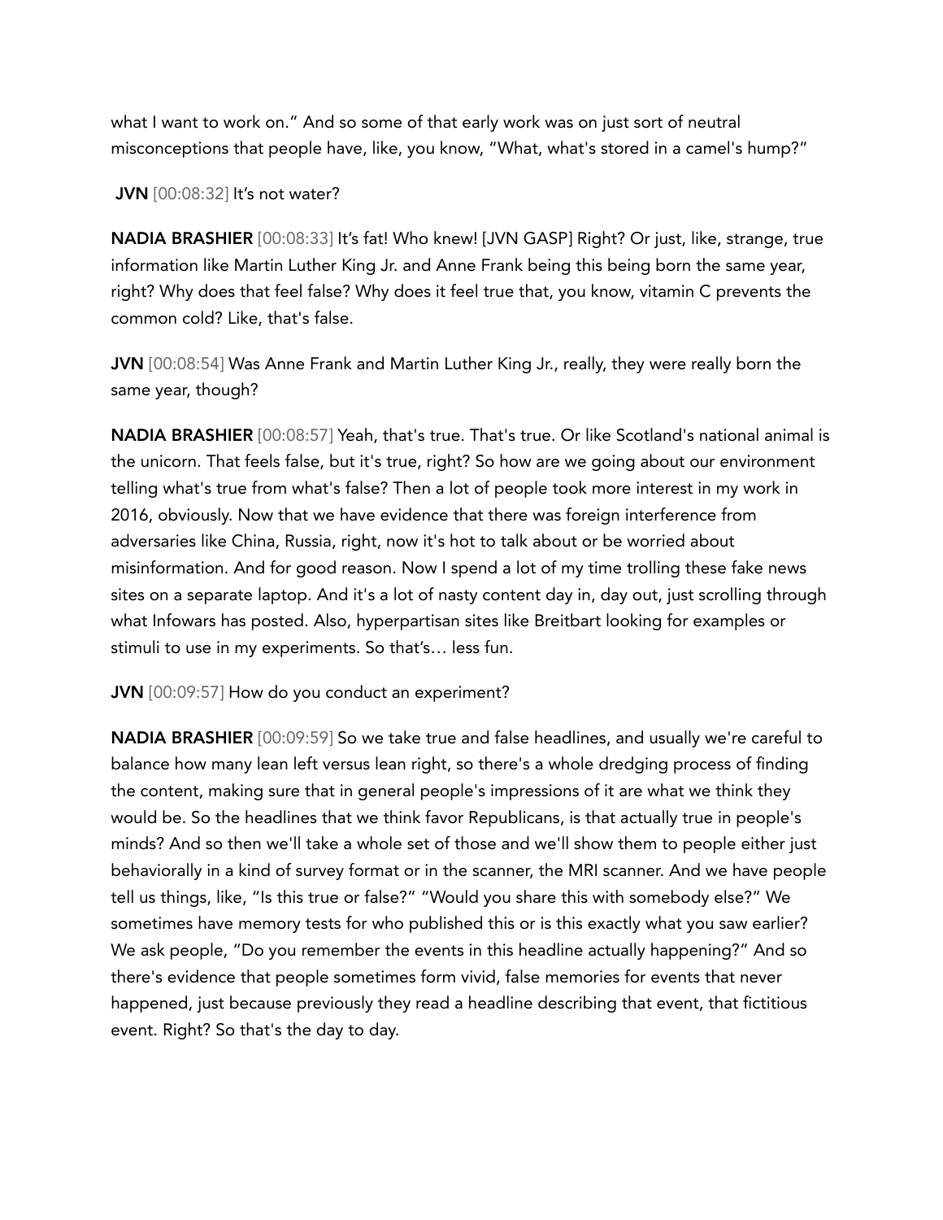what I want to work on." And so some of that early work was on just sort of neutral misconceptions that people have, like, you know, "What, what's stored in a camel's hump?"

**JVN** [00:08:32] It's not water?

**NADIA BRASHIER** [00:08:33] It's fat! Who knew! [JVN GASP] Right? Or just, like, strange, true information like Martin Luther King Jr. and Anne Frank being this being born the same year, right? Why does that feel false? Why does it feel true that, you know, vitamin C prevents the common cold? Like, that's false.

**JVN** [00:08:54] Was Anne Frank and Martin Luther King Jr., really, they were really born the same year, though?

**NADIA BRASHIER** [00:08:57] Yeah, that's true. That's true. Or like Scotland's national animal is the unicorn. That feels false, but it's true, right? So how are we going about our environment telling what's true from what's false? Then a lot of people took more interest in my work in 2016, obviously. Now that we have evidence that there was foreign interference from adversaries like China, Russia, right, now it's hot to talk about or be worried about misinformation. And for good reason. Now I spend a lot of my time trolling these fake news sites on a separate laptop. And it's a lot of nasty content day in, day out, just scrolling through what Infowars has posted. Also, hyperpartisan sites like Breitbart looking for examples or stimuli to use in my experiments. So that's… less fun.

**JVN** [00:09:57] How do you conduct an experiment?

**NADIA BRASHIER** [00:09:59] So we take true and false headlines, and usually we're careful to balance how many lean left versus lean right, so there's a whole dredging process of finding the content, making sure that in general people's impressions of it are what we think they would be. So the headlines that we think favor Republicans, is that actually true in people's minds? And so then we'll take a whole set of those and we'll show them to people either just behaviorally in a kind of survey format or in the scanner, the MRI scanner. And we have people tell us things, like, "Is this true or false?" "Would you share this with somebody else?" We sometimes have memory tests for who published this or is this exactly what you saw earlier? We ask people, "Do you remember the events in this headline actually happening?" And so there's evidence that people sometimes form vivid, false memories for events that never happened, just because previously they read a headline describing that event, that fictitious event. Right? So that's the day to day.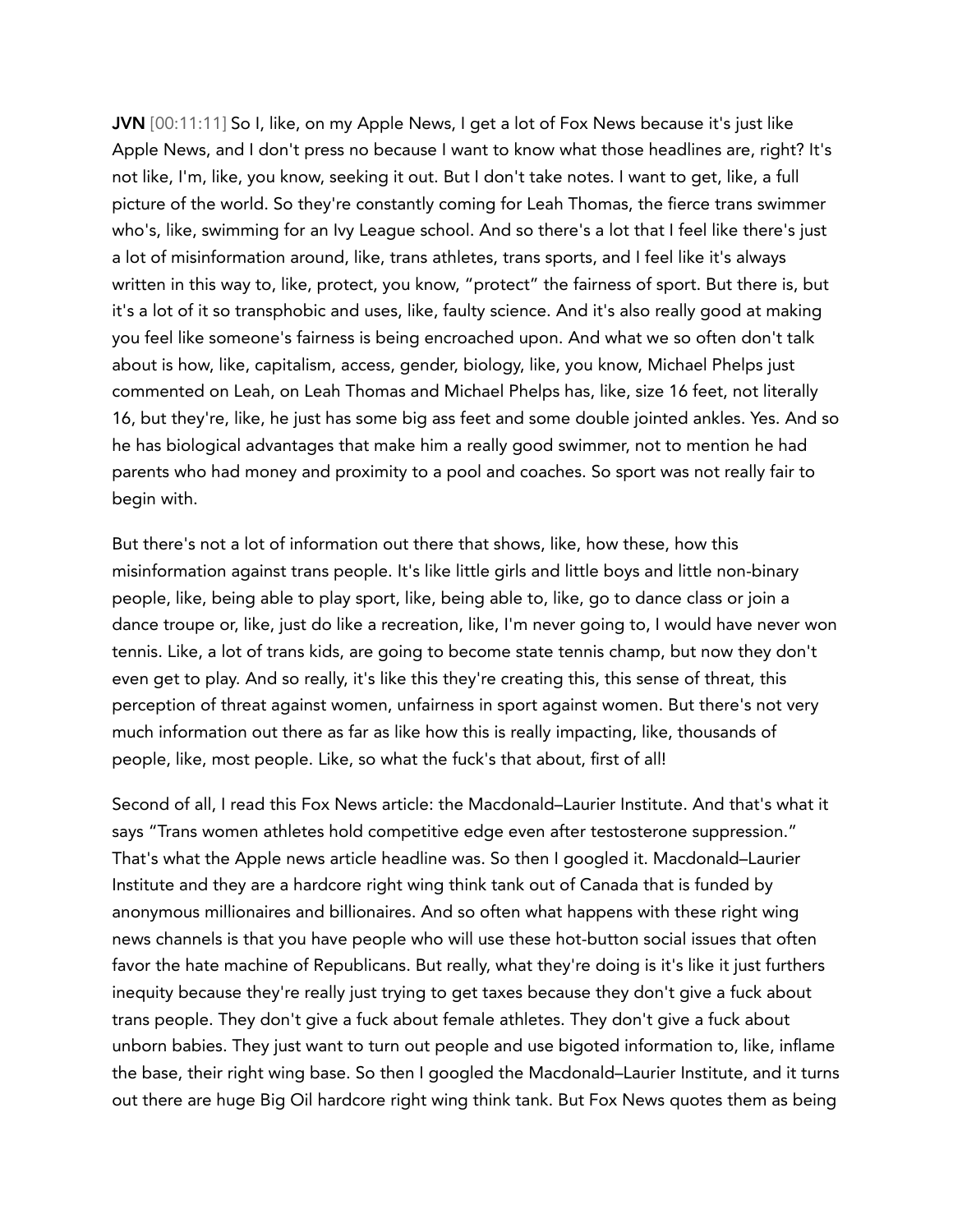**JVN** [00:11:11] So I, like, on my Apple News, I get a lot of Fox News because it's just like Apple News, and I don't press no because I want to know what those headlines are, right? It's not like, I'm, like, you know, seeking it out. But I don't take notes. I want to get, like, a full picture of the world. So they're constantly coming for Leah Thomas, the fierce trans swimmer who's, like, swimming for an Ivy League school. And so there's a lot that I feel like there's just a lot of misinformation around, like, trans athletes, trans sports, and I feel like it's always written in this way to, like, protect, you know, "protect" the fairness of sport. But there is, but it's a lot of it so transphobic and uses, like, faulty science. And it's also really good at making you feel like someone's fairness is being encroached upon. And what we so often don't talk about is how, like, capitalism, access, gender, biology, like, you know, Michael Phelps just commented on Leah, on Leah Thomas and Michael Phelps has, like, size 16 feet, not literally 16, but they're, like, he just has some big ass feet and some double jointed ankles. Yes. And so he has biological advantages that make him a really good swimmer, not to mention he had parents who had money and proximity to a pool and coaches. So sport was not really fair to begin with.

But there's not a lot of information out there that shows, like, how these, how this misinformation against trans people. It's like little girls and little boys and little non-binary people, like, being able to play sport, like, being able to, like, go to dance class or join a dance troupe or, like, just do like a recreation, like, I'm never going to, I would have never won tennis. Like, a lot of trans kids, are going to become state tennis champ, but now they don't even get to play. And so really, it's like this they're creating this, this sense of threat, this perception of threat against women, unfairness in sport against women. But there's not very much information out there as far as like how this is really impacting, like, thousands of people, like, most people. Like, so what the fuck's that about, first of all!

Second of all, I read this Fox News article: the Macdonald–Laurier Institute. And that's what it says "Trans women athletes hold competitive edge even after testosterone suppression." That's what the Apple news article headline was. So then I googled it. Macdonald–Laurier Institute and they are a hardcore right wing think tank out of Canada that is funded by anonymous millionaires and billionaires. And so often what happens with these right wing news channels is that you have people who will use these hot-button social issues that often favor the hate machine of Republicans. But really, what they're doing is it's like it just furthers inequity because they're really just trying to get taxes because they don't give a fuck about trans people. They don't give a fuck about female athletes. They don't give a fuck about unborn babies. They just want to turn out people and use bigoted information to, like, inflame the base, their right wing base. So then I googled the Macdonald–Laurier Institute, and it turns out there are huge Big Oil hardcore right wing think tank. But Fox News quotes them as being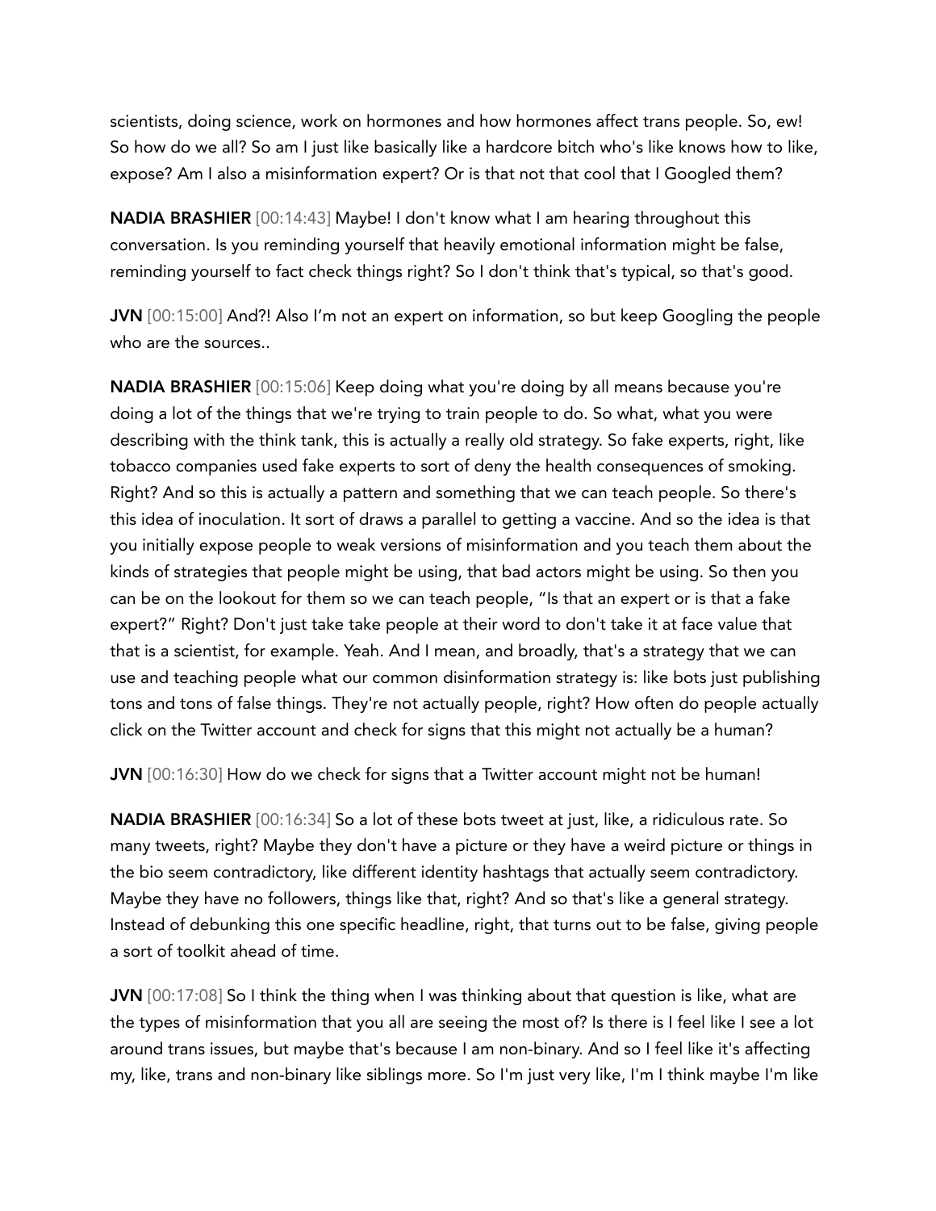scientists, doing science, work on hormones and how hormones affect trans people. So, ew! So how do we all? So am I just like basically like a hardcore bitch who's like knows how to like, expose? Am I also a misinformation expert? Or is that not that cool that I Googled them?

**NADIA BRASHIER** [00:14:43] Maybe! I don't know what I am hearing throughout this conversation. Is you reminding yourself that heavily emotional information might be false, reminding yourself to fact check things right? So I don't think that's typical, so that's good.

**JVN** [00:15:00] And?! Also I'm not an expert on information, so but keep Googling the people who are the sources..

**NADIA BRASHIER** [00:15:06] Keep doing what you're doing by all means because you're doing a lot of the things that we're trying to train people to do. So what, what you were describing with the think tank, this is actually a really old strategy. So fake experts, right, like tobacco companies used fake experts to sort of deny the health consequences of smoking. Right? And so this is actually a pattern and something that we can teach people. So there's this idea of inoculation. It sort of draws a parallel to getting a vaccine. And so the idea is that you initially expose people to weak versions of misinformation and you teach them about the kinds of strategies that people might be using, that bad actors might be using. So then you can be on the lookout for them so we can teach people, "Is that an expert or is that a fake expert?" Right? Don't just take take people at their word to don't take it at face value that that is a scientist, for example. Yeah. And I mean, and broadly, that's a strategy that we can use and teaching people what our common disinformation strategy is: like bots just publishing tons and tons of false things. They're not actually people, right? How often do people actually click on the Twitter account and check for signs that this might not actually be a human?

**JVN** [00:16:30] How do we check for signs that a Twitter account might not be human!

**NADIA BRASHIER** [00:16:34] So a lot of these bots tweet at just, like, a ridiculous rate. So many tweets, right? Maybe they don't have a picture or they have a weird picture or things in the bio seem contradictory, like different identity hashtags that actually seem contradictory. Maybe they have no followers, things like that, right? And so that's like a general strategy. Instead of debunking this one specific headline, right, that turns out to be false, giving people a sort of toolkit ahead of time.

**JVN** [00:17:08] So I think the thing when I was thinking about that question is like, what are the types of misinformation that you all are seeing the most of? Is there is I feel like I see a lot around trans issues, but maybe that's because I am non-binary. And so I feel like it's affecting my, like, trans and non-binary like siblings more. So I'm just very like, I'm I think maybe I'm like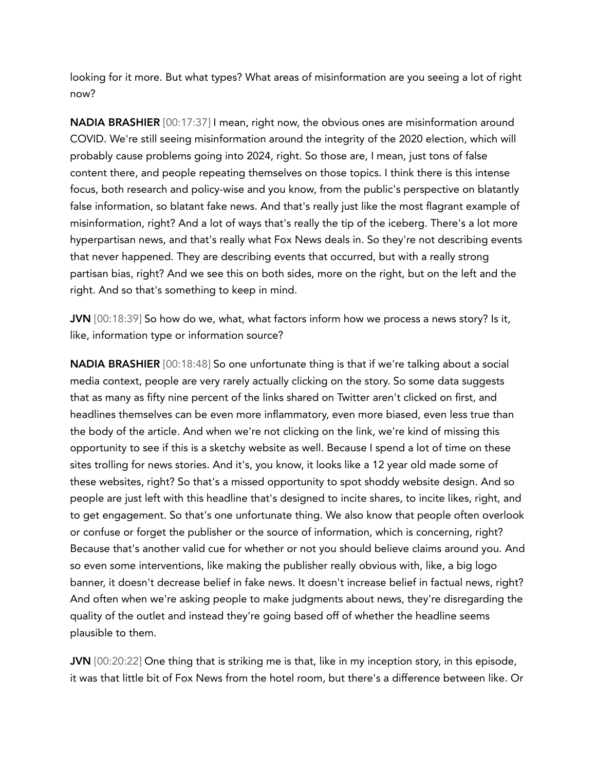looking for it more. But what types? What areas of misinformation are you seeing a lot of right now?

**NADIA BRASHIER** [00:17:37] I mean, right now, the obvious ones are misinformation around COVID. We're still seeing misinformation around the integrity of the 2020 election, which will probably cause problems going into 2024, right. So those are, I mean, just tons of false content there, and people repeating themselves on those topics. I think there is this intense focus, both research and policy-wise and you know, from the public's perspective on blatantly false information, so blatant fake news. And that's really just like the most flagrant example of misinformation, right? And a lot of ways that's really the tip of the iceberg. There's a lot more hyperpartisan news, and that's really what Fox News deals in. So they're not describing events that never happened. They are describing events that occurred, but with a really strong partisan bias, right? And we see this on both sides, more on the right, but on the left and the right. And so that's something to keep in mind.

**JVN** [00:18:39] So how do we, what, what factors inform how we process a news story? Is it, like, information type or information source?

**NADIA BRASHIER** [00:18:48] So one unfortunate thing is that if we're talking about a social media context, people are very rarely actually clicking on the story. So some data suggests that as many as fifty nine percent of the links shared on Twitter aren't clicked on first, and headlines themselves can be even more inflammatory, even more biased, even less true than the body of the article. And when we're not clicking on the link, we're kind of missing this opportunity to see if this is a sketchy website as well. Because I spend a lot of time on these sites trolling for news stories. And it's, you know, it looks like a 12 year old made some of these websites, right? So that's a missed opportunity to spot shoddy website design. And so people are just left with this headline that's designed to incite shares, to incite likes, right, and to get engagement. So that's one unfortunate thing. We also know that people often overlook or confuse or forget the publisher or the source of information, which is concerning, right? Because that's another valid cue for whether or not you should believe claims around you. And so even some interventions, like making the publisher really obvious with, like, a big logo banner, it doesn't decrease belief in fake news. It doesn't increase belief in factual news, right? And often when we're asking people to make judgments about news, they're disregarding the quality of the outlet and instead they're going based off of whether the headline seems plausible to them.

**JVN** [00:20:22] One thing that is striking me is that, like in my inception story, in this episode, it was that little bit of Fox News from the hotel room, but there's a difference between like. Or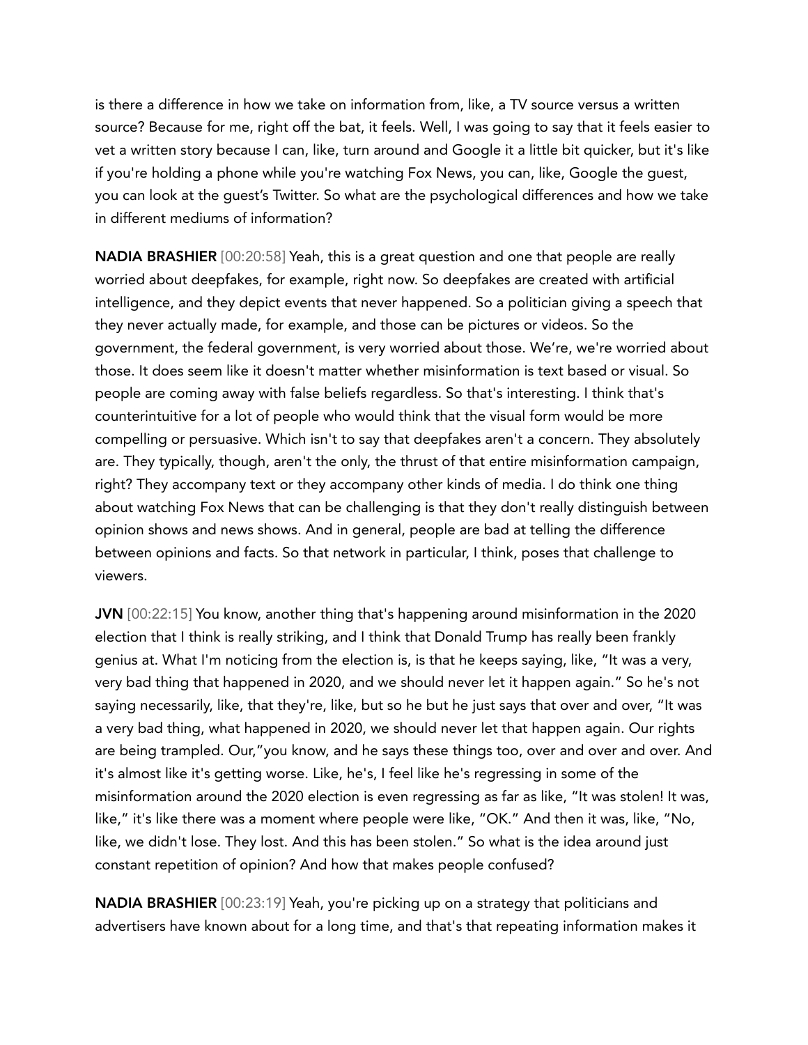is there a difference in how we take on information from, like, a TV source versus a written source? Because for me, right off the bat, it feels. Well, I was going to say that it feels easier to vet a written story because I can, like, turn around and Google it a little bit quicker, but it's like if you're holding a phone while you're watching Fox News, you can, like, Google the guest, you can look at the guest's Twitter. So what are the psychological differences and how we take in different mediums of information?

**NADIA BRASHIER** [00:20:58] Yeah, this is a great question and one that people are really worried about deepfakes, for example, right now. So deepfakes are created with artificial intelligence, and they depict events that never happened. So a politician giving a speech that they never actually made, for example, and those can be pictures or videos. So the government, the federal government, is very worried about those. We're, we're worried about those. It does seem like it doesn't matter whether misinformation is text based or visual. So people are coming away with false beliefs regardless. So that's interesting. I think that's counterintuitive for a lot of people who would think that the visual form would be more compelling or persuasive. Which isn't to say that deepfakes aren't a concern. They absolutely are. They typically, though, aren't the only, the thrust of that entire misinformation campaign, right? They accompany text or they accompany other kinds of media. I do think one thing about watching Fox News that can be challenging is that they don't really distinguish between opinion shows and news shows. And in general, people are bad at telling the difference between opinions and facts. So that network in particular, I think, poses that challenge to viewers.

**JVN** [00:22:15] You know, another thing that's happening around misinformation in the 2020 election that I think is really striking, and I think that Donald Trump has really been frankly genius at. What I'm noticing from the election is, is that he keeps saying, like, "It was a very, very bad thing that happened in 2020, and we should never let it happen again." So he's not saying necessarily, like, that they're, like, but so he but he just says that over and over, "It was a very bad thing, what happened in 2020, we should never let that happen again. Our rights are being trampled. Our,"you know, and he says these things too, over and over and over. And it's almost like it's getting worse. Like, he's, I feel like he's regressing in some of the misinformation around the 2020 election is even regressing as far as like, "It was stolen! It was, like," it's like there was a moment where people were like, "OK." And then it was, like, "No, like, we didn't lose. They lost. And this has been stolen." So what is the idea around just constant repetition of opinion? And how that makes people confused?

**NADIA BRASHIER** [00:23:19] Yeah, you're picking up on a strategy that politicians and advertisers have known about for a long time, and that's that repeating information makes it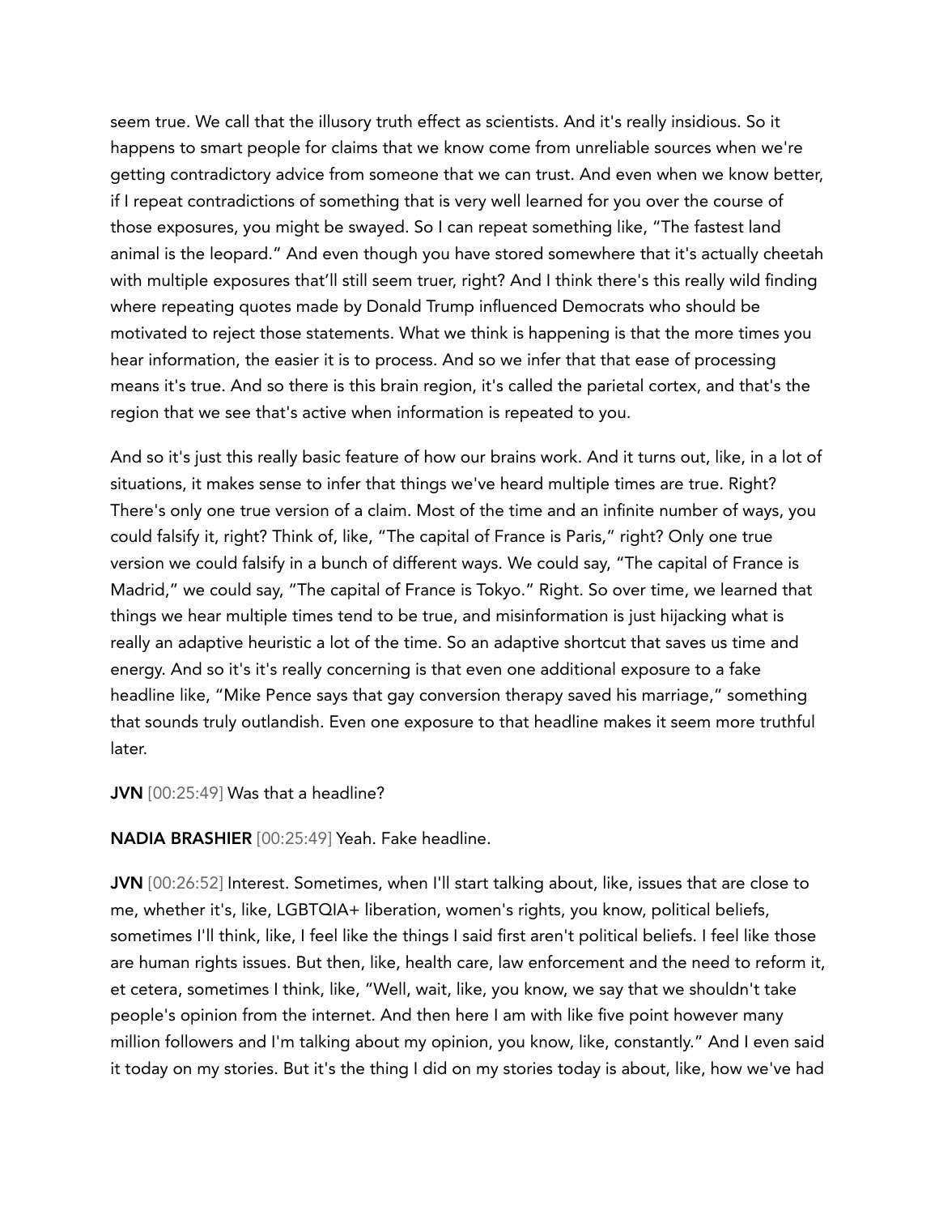seem true. We call that the illusory truth effect as scientists. And it's really insidious. So it happens to smart people for claims that we know come from unreliable sources when we're getting contradictory advice from someone that we can trust. And even when we know better, if I repeat contradictions of something that is very well learned for you over the course of those exposures, you might be swayed. So I can repeat something like, "The fastest land animal is the leopard." And even though you have stored somewhere that it's actually cheetah with multiple exposures that'll still seem truer, right? And I think there's this really wild finding where repeating quotes made by Donald Trump influenced Democrats who should be motivated to reject those statements. What we think is happening is that the more times you hear information, the easier it is to process. And so we infer that that ease of processing means it's true. And so there is this brain region, it's called the parietal cortex, and that's the region that we see that's active when information is repeated to you.

And so it's just this really basic feature of how our brains work. And it turns out, like, in a lot of situations, it makes sense to infer that things we've heard multiple times are true. Right? There's only one true version of a claim. Most of the time and an infinite number of ways, you could falsify it, right? Think of, like, "The capital of France is Paris," right? Only one true version we could falsify in a bunch of different ways. We could say, "The capital of France is Madrid," we could say, "The capital of France is Tokyo." Right. So over time, we learned that things we hear multiple times tend to be true, and misinformation is just hijacking what is really an adaptive heuristic a lot of the time. So an adaptive shortcut that saves us time and energy. And so it's it's really concerning is that even one additional exposure to a fake headline like, "Mike Pence says that gay conversion therapy saved his marriage," something that sounds truly outlandish. Even one exposure to that headline makes it seem more truthful later.

**JVN** [00:25:49] Was that a headline?

**NADIA BRASHIER** [00:25:49] Yeah. Fake headline.

**JVN** [00:26:52] Interest. Sometimes, when I'll start talking about, like, issues that are close to me, whether it's, like, LGBTQIA+ liberation, women's rights, you know, political beliefs, sometimes I'll think, like, I feel like the things I said first aren't political beliefs. I feel like those are human rights issues. But then, like, health care, law enforcement and the need to reform it, et cetera, sometimes I think, like, "Well, wait, like, you know, we say that we shouldn't take people's opinion from the internet. And then here I am with like five point however many million followers and I'm talking about my opinion, you know, like, constantly." And I even said it today on my stories. But it's the thing I did on my stories today is about, like, how we've had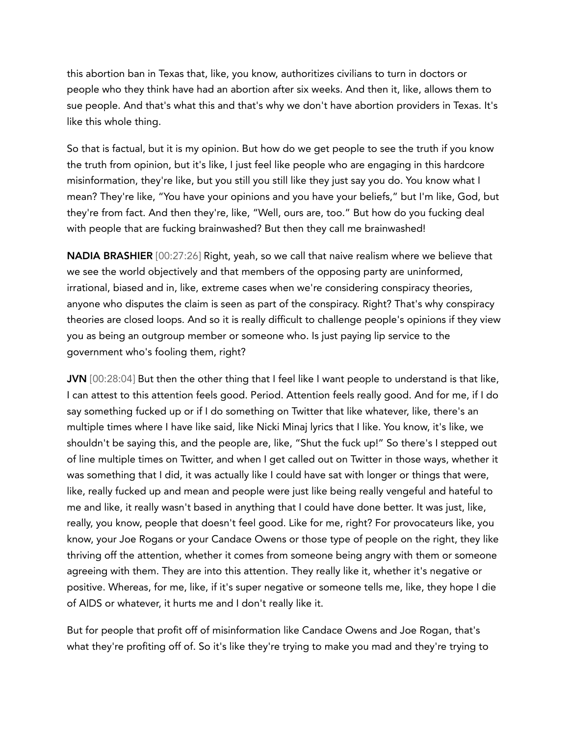this abortion ban in Texas that, like, you know, authoritizes civilians to turn in doctors or people who they think have had an abortion after six weeks. And then it, like, allows them to sue people. And that's what this and that's why we don't have abortion providers in Texas. It's like this whole thing.

So that is factual, but it is my opinion. But how do we get people to see the truth if you know the truth from opinion, but it's like, I just feel like people who are engaging in this hardcore misinformation, they're like, but you still you still like they just say you do. You know what I mean? They're like, "You have your opinions and you have your beliefs," but I'm like, God, but they're from fact. And then they're, like, "Well, ours are, too." But how do you fucking deal with people that are fucking brainwashed? But then they call me brainwashed!

**NADIA BRASHIER** [00:27:26] Right, yeah, so we call that naive realism where we believe that we see the world objectively and that members of the opposing party are uninformed, irrational, biased and in, like, extreme cases when we're considering conspiracy theories, anyone who disputes the claim is seen as part of the conspiracy. Right? That's why conspiracy theories are closed loops. And so it is really difficult to challenge people's opinions if they view you as being an outgroup member or someone who. Is just paying lip service to the government who's fooling them, right?

**JVN** [00:28:04] But then the other thing that I feel like I want people to understand is that like, I can attest to this attention feels good. Period. Attention feels really good. And for me, if I do say something fucked up or if I do something on Twitter that like whatever, like, there's an multiple times where I have like said, like Nicki Minaj lyrics that I like. You know, it's like, we shouldn't be saying this, and the people are, like, "Shut the fuck up!" So there's I stepped out of line multiple times on Twitter, and when I get called out on Twitter in those ways, whether it was something that I did, it was actually like I could have sat with longer or things that were, like, really fucked up and mean and people were just like being really vengeful and hateful to me and like, it really wasn't based in anything that I could have done better. It was just, like, really, you know, people that doesn't feel good. Like for me, right? For provocateurs like, you know, your Joe Rogans or your Candace Owens or those type of people on the right, they like thriving off the attention, whether it comes from someone being angry with them or someone agreeing with them. They are into this attention. They really like it, whether it's negative or positive. Whereas, for me, like, if it's super negative or someone tells me, like, they hope I die of AIDS or whatever, it hurts me and I don't really like it.

But for people that profit off of misinformation like Candace Owens and Joe Rogan, that's what they're profiting off of. So it's like they're trying to make you mad and they're trying to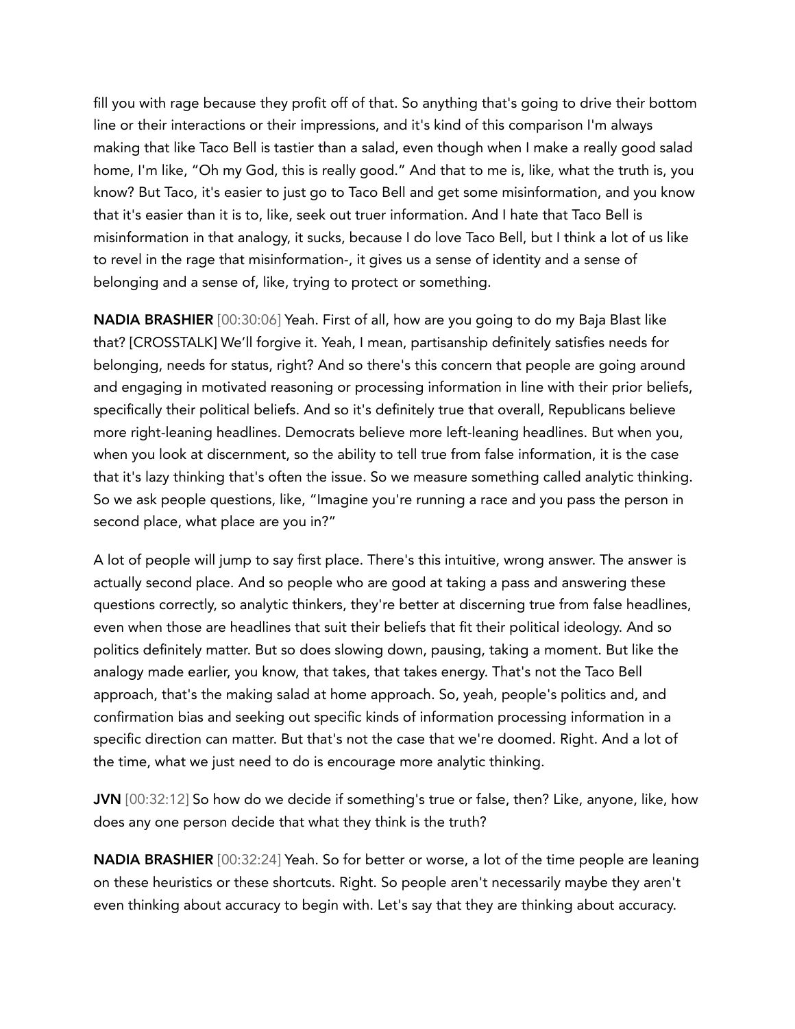fill you with rage because they profit off of that. So anything that's going to drive their bottom line or their interactions or their impressions, and it's kind of this comparison I'm always making that like Taco Bell is tastier than a salad, even though when I make a really good salad home, I'm like, "Oh my God, this is really good." And that to me is, like, what the truth is, you know? But Taco, it's easier to just go to Taco Bell and get some misinformation, and you know that it's easier than it is to, like, seek out truer information. And I hate that Taco Bell is misinformation in that analogy, it sucks, because I do love Taco Bell, but I think a lot of us like to revel in the rage that misinformation-, it gives us a sense of identity and a sense of belonging and a sense of, like, trying to protect or something.

**NADIA BRASHIER** [00:30:06] Yeah. First of all, how are you going to do my Baja Blast like that? [CROSSTALK] We'll forgive it. Yeah, I mean, partisanship definitely satisfies needs for belonging, needs for status, right? And so there's this concern that people are going around and engaging in motivated reasoning or processing information in line with their prior beliefs, specifically their political beliefs. And so it's definitely true that overall, Republicans believe more right-leaning headlines. Democrats believe more left-leaning headlines. But when you, when you look at discernment, so the ability to tell true from false information, it is the case that it's lazy thinking that's often the issue. So we measure something called analytic thinking. So we ask people questions, like, "Imagine you're running a race and you pass the person in second place, what place are you in?"

A lot of people will jump to say first place. There's this intuitive, wrong answer. The answer is actually second place. And so people who are good at taking a pass and answering these questions correctly, so analytic thinkers, they're better at discerning true from false headlines, even when those are headlines that suit their beliefs that fit their political ideology. And so politics definitely matter. But so does slowing down, pausing, taking a moment. But like the analogy made earlier, you know, that takes, that takes energy. That's not the Taco Bell approach, that's the making salad at home approach. So, yeah, people's politics and, and confirmation bias and seeking out specific kinds of information processing information in a specific direction can matter. But that's not the case that we're doomed. Right. And a lot of the time, what we just need to do is encourage more analytic thinking.

**JVN** [00:32:12] So how do we decide if something's true or false, then? Like, anyone, like, how does any one person decide that what they think is the truth?

**NADIA BRASHIER** [00:32:24] Yeah. So for better or worse, a lot of the time people are leaning on these heuristics or these shortcuts. Right. So people aren't necessarily maybe they aren't even thinking about accuracy to begin with. Let's say that they are thinking about accuracy.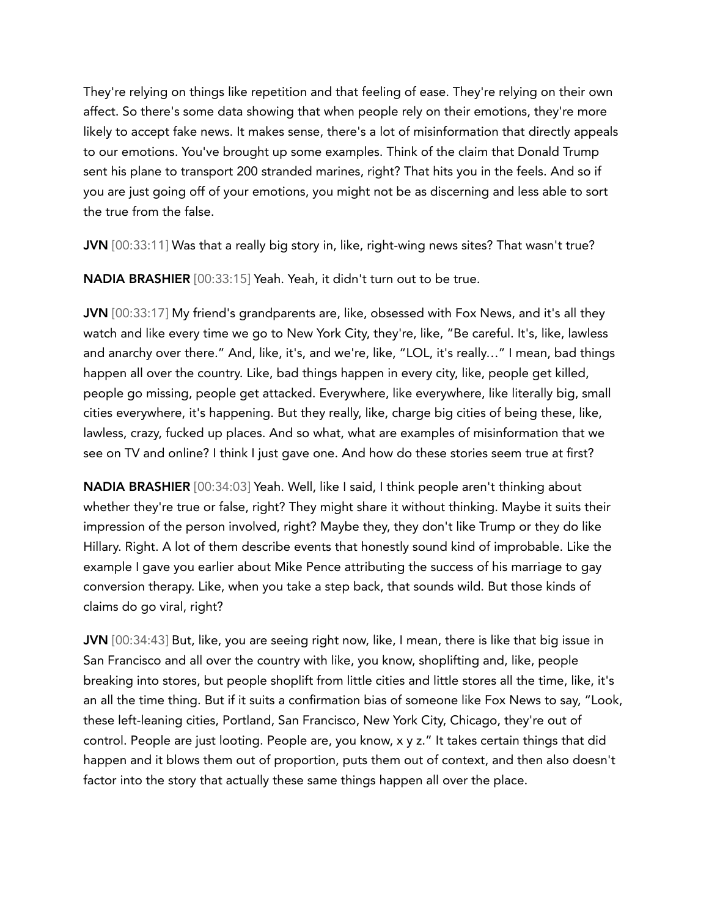They're relying on things like repetition and that feeling of ease. They're relying on their own affect. So there's some data showing that when people rely on their emotions, they're more likely to accept fake news. It makes sense, there's a lot of misinformation that directly appeals to our emotions. You've brought up some examples. Think of the claim that Donald Trump sent his plane to transport 200 stranded marines, right? That hits you in the feels. And so if you are just going off of your emotions, you might not be as discerning and less able to sort the true from the false.

**JVN** [00:33:11] Was that a really big story in, like, right-wing news sites? That wasn't true?

**NADIA BRASHIER** [00:33:15] Yeah. Yeah, it didn't turn out to be true.

**JVN** [00:33:17] My friend's grandparents are, like, obsessed with Fox News, and it's all they watch and like every time we go to New York City, they're, like, "Be careful. It's, like, lawless and anarchy over there." And, like, it's, and we're, like, "LOL, it's really…" I mean, bad things happen all over the country. Like, bad things happen in every city, like, people get killed, people go missing, people get attacked. Everywhere, like everywhere, like literally big, small cities everywhere, it's happening. But they really, like, charge big cities of being these, like, lawless, crazy, fucked up places. And so what, what are examples of misinformation that we see on TV and online? I think I just gave one. And how do these stories seem true at first?

**NADIA BRASHIER** [00:34:03] Yeah. Well, like I said, I think people aren't thinking about whether they're true or false, right? They might share it without thinking. Maybe it suits their impression of the person involved, right? Maybe they, they don't like Trump or they do like Hillary. Right. A lot of them describe events that honestly sound kind of improbable. Like the example I gave you earlier about Mike Pence attributing the success of his marriage to gay conversion therapy. Like, when you take a step back, that sounds wild. But those kinds of claims do go viral, right?

**JVN** [00:34:43] But, like, you are seeing right now, like, I mean, there is like that big issue in San Francisco and all over the country with like, you know, shoplifting and, like, people breaking into stores, but people shoplift from little cities and little stores all the time, like, it's an all the time thing. But if it suits a confirmation bias of someone like Fox News to say, "Look, these left-leaning cities, Portland, San Francisco, New York City, Chicago, they're out of control. People are just looting. People are, you know, x y z." It takes certain things that did happen and it blows them out of proportion, puts them out of context, and then also doesn't factor into the story that actually these same things happen all over the place.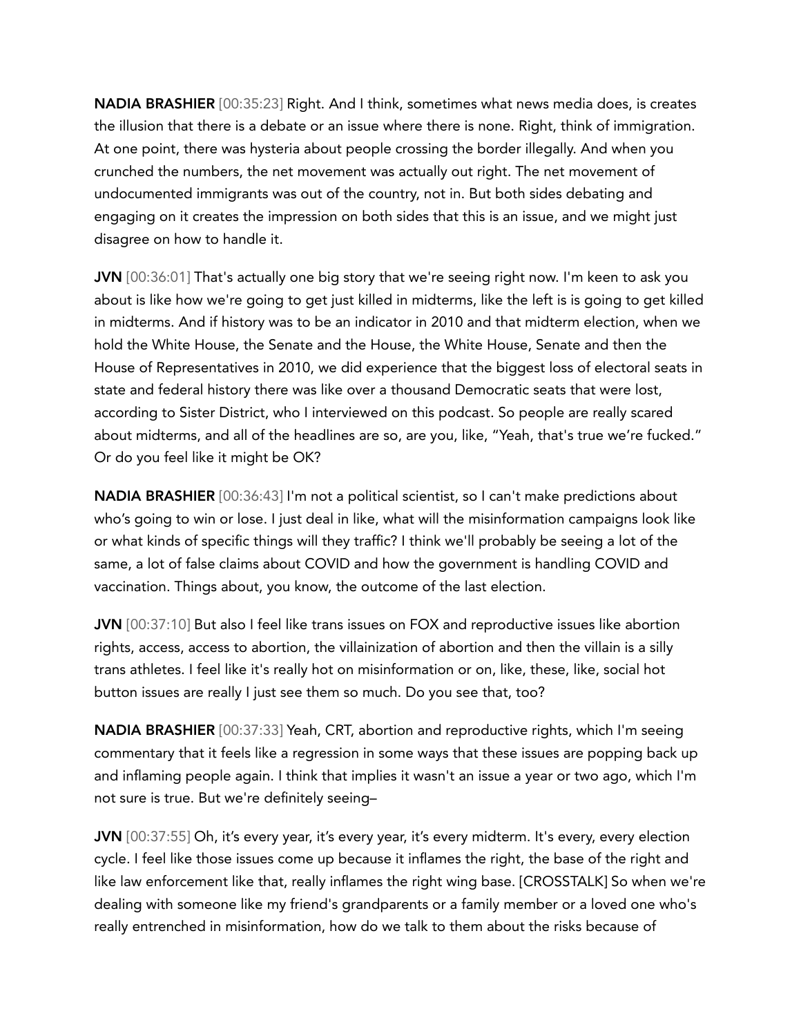**NADIA BRASHIER** [00:35:23] Right. And I think, sometimes what news media does, is creates the illusion that there is a debate or an issue where there is none. Right, think of immigration. At one point, there was hysteria about people crossing the border illegally. And when you crunched the numbers, the net movement was actually out right. The net movement of undocumented immigrants was out of the country, not in. But both sides debating and engaging on it creates the impression on both sides that this is an issue, and we might just disagree on how to handle it.

**JVN** [00:36:01] That's actually one big story that we're seeing right now. I'm keen to ask you about is like how we're going to get just killed in midterms, like the left is is going to get killed in midterms. And if history was to be an indicator in 2010 and that midterm election, when we hold the White House, the Senate and the House, the White House, Senate and then the House of Representatives in 2010, we did experience that the biggest loss of electoral seats in state and federal history there was like over a thousand Democratic seats that were lost, according to Sister District, who I interviewed on this podcast. So people are really scared about midterms, and all of the headlines are so, are you, like, "Yeah, that's true we're fucked." Or do you feel like it might be OK?

**NADIA BRASHIER** [00:36:43] I'm not a political scientist, so I can't make predictions about who's going to win or lose. I just deal in like, what will the misinformation campaigns look like or what kinds of specific things will they traffic? I think we'll probably be seeing a lot of the same, a lot of false claims about COVID and how the government is handling COVID and vaccination. Things about, you know, the outcome of the last election.

**JVN** [00:37:10] But also I feel like trans issues on FOX and reproductive issues like abortion rights, access, access to abortion, the villainization of abortion and then the villain is a silly trans athletes. I feel like it's really hot on misinformation or on, like, these, like, social hot button issues are really I just see them so much. Do you see that, too?

**NADIA BRASHIER** [00:37:33] Yeah, CRT, abortion and reproductive rights, which I'm seeing commentary that it feels like a regression in some ways that these issues are popping back up and inflaming people again. I think that implies it wasn't an issue a year or two ago, which I'm not sure is true. But we're definitely seeing–

**JVN** [00:37:55] Oh, it's every year, it's every year, it's every midterm. It's every, every election cycle. I feel like those issues come up because it inflames the right, the base of the right and like law enforcement like that, really inflames the right wing base. [CROSSTALK] So when we're dealing with someone like my friend's grandparents or a family member or a loved one who's really entrenched in misinformation, how do we talk to them about the risks because of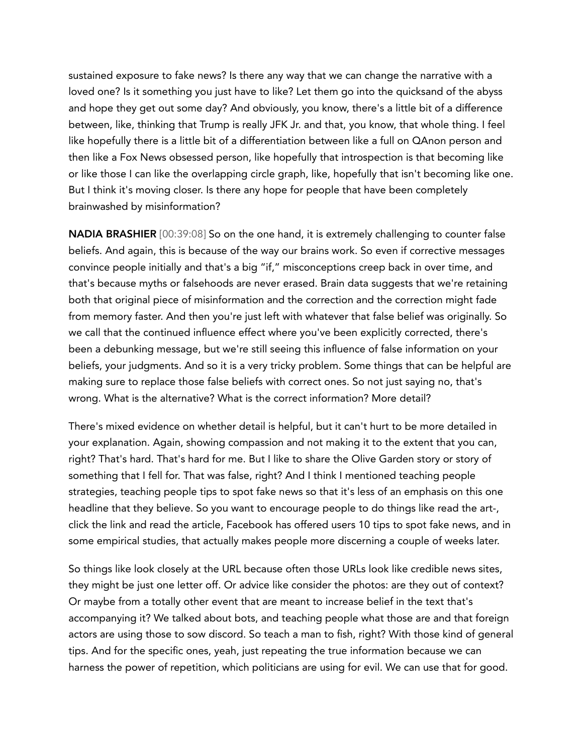sustained exposure to fake news? Is there any way that we can change the narrative with a loved one? Is it something you just have to like? Let them go into the quicksand of the abyss and hope they get out some day? And obviously, you know, there's a little bit of a difference between, like, thinking that Trump is really JFK Jr. and that, you know, that whole thing. I feel like hopefully there is a little bit of a differentiation between like a full on QAnon person and then like a Fox News obsessed person, like hopefully that introspection is that becoming like or like those I can like the overlapping circle graph, like, hopefully that isn't becoming like one. But I think it's moving closer. Is there any hope for people that have been completely brainwashed by misinformation?

**NADIA BRASHIER** [00:39:08] So on the one hand, it is extremely challenging to counter false beliefs. And again, this is because of the way our brains work. So even if corrective messages convince people initially and that's a big "if," misconceptions creep back in over time, and that's because myths or falsehoods are never erased. Brain data suggests that we're retaining both that original piece of misinformation and the correction and the correction might fade from memory faster. And then you're just left with whatever that false belief was originally. So we call that the continued influence effect where you've been explicitly corrected, there's been a debunking message, but we're still seeing this influence of false information on your beliefs, your judgments. And so it is a very tricky problem. Some things that can be helpful are making sure to replace those false beliefs with correct ones. So not just saying no, that's wrong. What is the alternative? What is the correct information? More detail?

There's mixed evidence on whether detail is helpful, but it can't hurt to be more detailed in your explanation. Again, showing compassion and not making it to the extent that you can, right? That's hard. That's hard for me. But I like to share the Olive Garden story or story of something that I fell for. That was false, right? And I think I mentioned teaching people strategies, teaching people tips to spot fake news so that it's less of an emphasis on this one headline that they believe. So you want to encourage people to do things like read the art-, click the link and read the article, Facebook has offered users 10 tips to spot fake news, and in some empirical studies, that actually makes people more discerning a couple of weeks later.

So things like look closely at the URL because often those URLs look like credible news sites, they might be just one letter off. Or advice like consider the photos: are they out of context? Or maybe from a totally other event that are meant to increase belief in the text that's accompanying it? We talked about bots, and teaching people what those are and that foreign actors are using those to sow discord. So teach a man to fish, right? With those kind of general tips. And for the specific ones, yeah, just repeating the true information because we can harness the power of repetition, which politicians are using for evil. We can use that for good.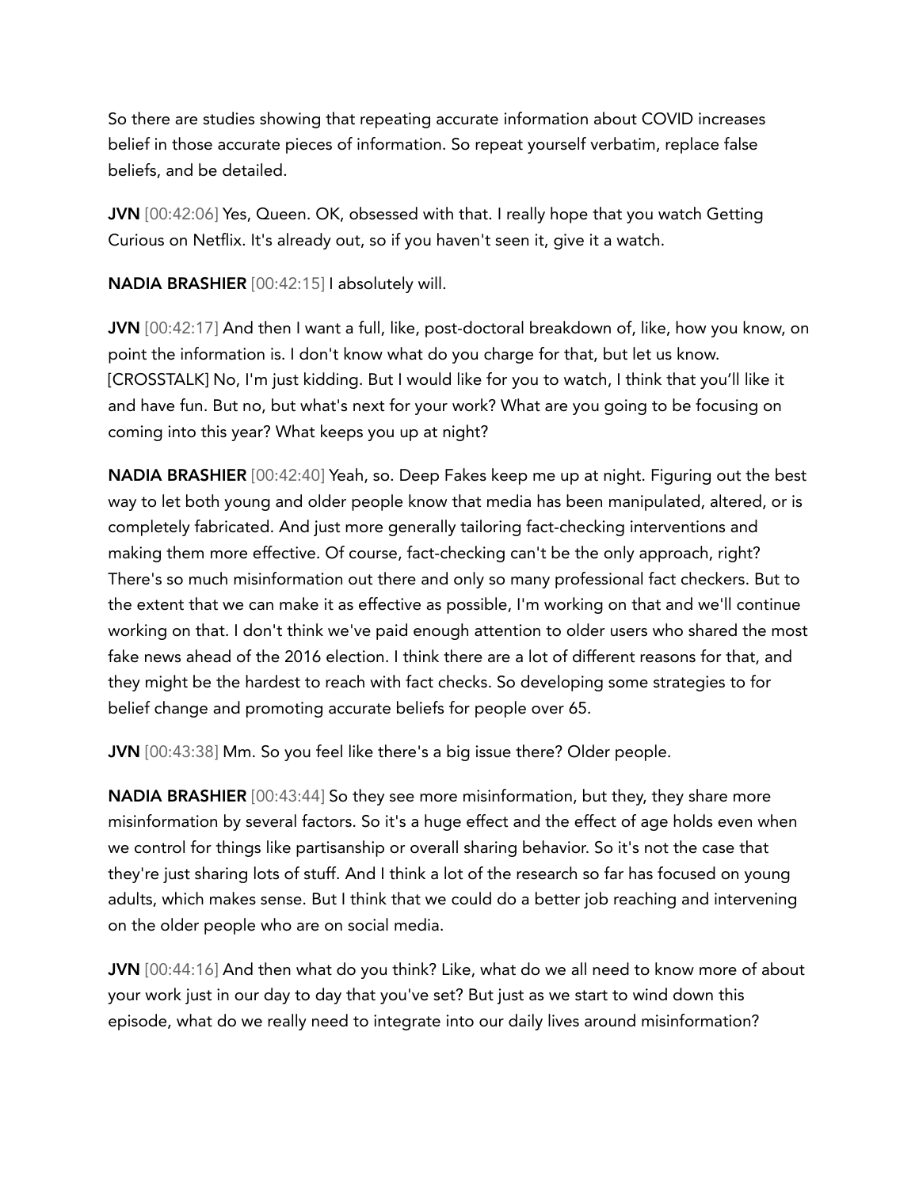So there are studies showing that repeating accurate information about COVID increases belief in those accurate pieces of information. So repeat yourself verbatim, replace false beliefs, and be detailed.

**JVN** [00:42:06] Yes, Queen. OK, obsessed with that. I really hope that you watch Getting Curious on Netflix. It's already out, so if you haven't seen it, give it a watch.

**NADIA BRASHIER** [00:42:15] I absolutely will.

**JVN** [00:42:17] And then I want a full, like, post-doctoral breakdown of, like, how you know, on point the information is. I don't know what do you charge for that, but let us know. [CROSSTALK] No, I'm just kidding. But I would like for you to watch, I think that you'll like it and have fun. But no, but what's next for your work? What are you going to be focusing on coming into this year? What keeps you up at night?

**NADIA BRASHIER** [00:42:40] Yeah, so. Deep Fakes keep me up at night. Figuring out the best way to let both young and older people know that media has been manipulated, altered, or is completely fabricated. And just more generally tailoring fact-checking interventions and making them more effective. Of course, fact-checking can't be the only approach, right? There's so much misinformation out there and only so many professional fact checkers. But to the extent that we can make it as effective as possible, I'm working on that and we'll continue working on that. I don't think we've paid enough attention to older users who shared the most fake news ahead of the 2016 election. I think there are a lot of different reasons for that, and they might be the hardest to reach with fact checks. So developing some strategies to for belief change and promoting accurate beliefs for people over 65.

**JVN** [00:43:38] Mm. So you feel like there's a big issue there? Older people.

**NADIA BRASHIER** [00:43:44] So they see more misinformation, but they, they share more misinformation by several factors. So it's a huge effect and the effect of age holds even when we control for things like partisanship or overall sharing behavior. So it's not the case that they're just sharing lots of stuff. And I think a lot of the research so far has focused on young adults, which makes sense. But I think that we could do a better job reaching and intervening on the older people who are on social media.

**JVN** [00:44:16] And then what do you think? Like, what do we all need to know more of about your work just in our day to day that you've set? But just as we start to wind down this episode, what do we really need to integrate into our daily lives around misinformation?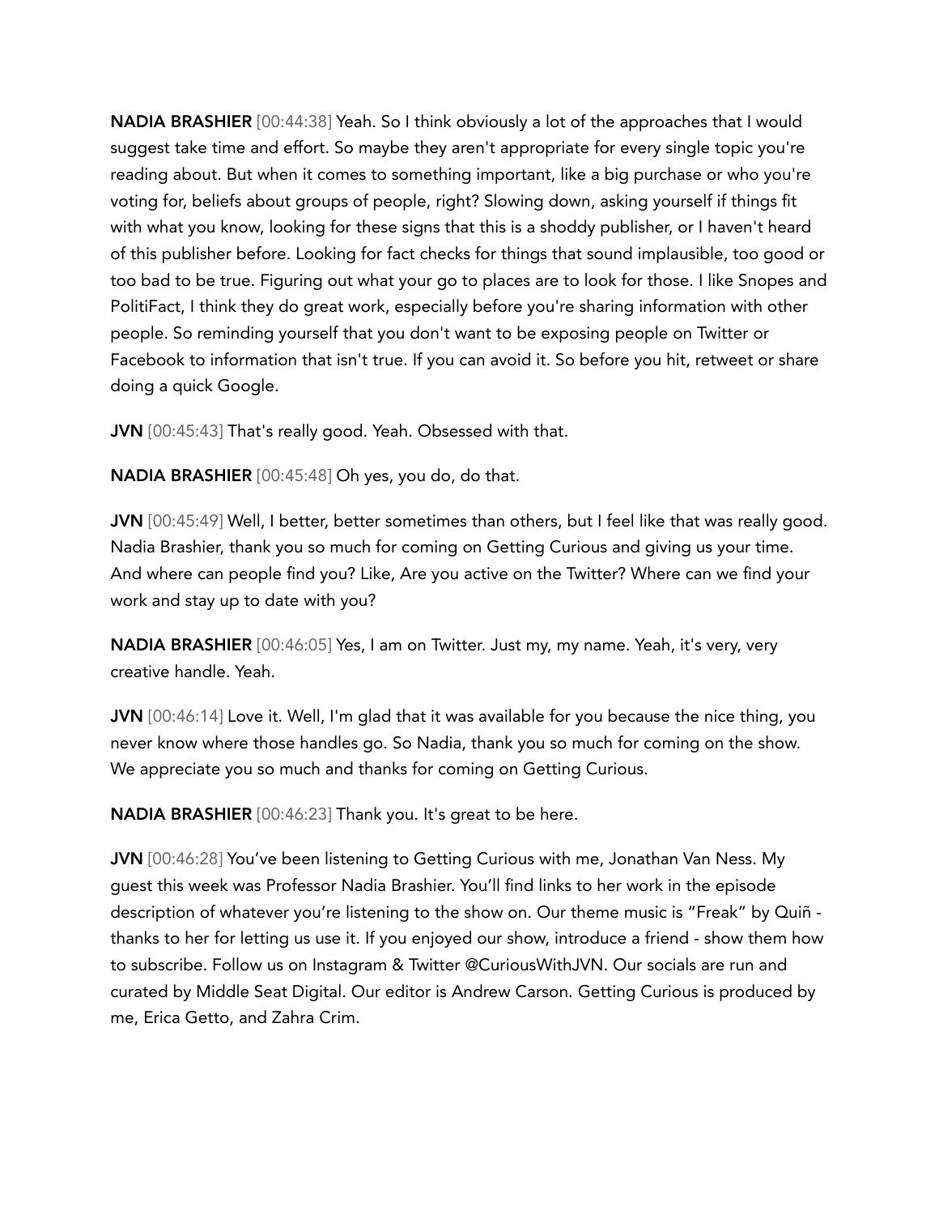**NADIA BRASHIER** [00:44:38] Yeah. So I think obviously a lot of the approaches that I would suggest take time and effort. So maybe they aren't appropriate for every single topic you're reading about. But when it comes to something important, like a big purchase or who you're voting for, beliefs about groups of people, right? Slowing down, asking yourself if things fit with what you know, looking for these signs that this is a shoddy publisher, or I haven't heard of this publisher before. Looking for fact checks for things that sound implausible, too good or too bad to be true. Figuring out what your go to places are to look for those. I like Snopes and PolitiFact, I think they do great work, especially before you're sharing information with other people. So reminding yourself that you don't want to be exposing people on Twitter or Facebook to information that isn't true. If you can avoid it. So before you hit, retweet or share doing a quick Google.

**JVN** [00:45:43] That's really good. Yeah. Obsessed with that.

**NADIA BRASHIER** [00:45:48] Oh yes, you do, do that.

**JVN** [00:45:49] Well, I better, better sometimes than others, but I feel like that was really good. Nadia Brashier, thank you so much for coming on Getting Curious and giving us your time. And where can people find you? Like, Are you active on the Twitter? Where can we find your work and stay up to date with you?

**NADIA BRASHIER** [00:46:05] Yes, I am on Twitter. Just my, my name. Yeah, it's very, very creative handle. Yeah.

**JVN** [00:46:14] Love it. Well, I'm glad that it was available for you because the nice thing, you never know where those handles go. So Nadia, thank you so much for coming on the show. We appreciate you so much and thanks for coming on Getting Curious.

**NADIA BRASHIER** [00:46:23] Thank you. It's great to be here.

**JVN** [00:46:28] You've been listening to Getting Curious with me, Jonathan Van Ness. My guest this week was Professor Nadia Brashier. You'll find links to her work in the episode description of whatever you're listening to the show on. Our theme music is "Freak" by Quiñ - thanks to her for letting us use it. If you enjoyed our show, introduce a friend - show them how to subscribe. Follow us on Instagram & Twitter @CuriousWithJVN. Our socials are run and curated by Middle Seat Digital. Our editor is Andrew Carson. Getting Curious is produced by me, Erica Getto, and Zahra Crim.